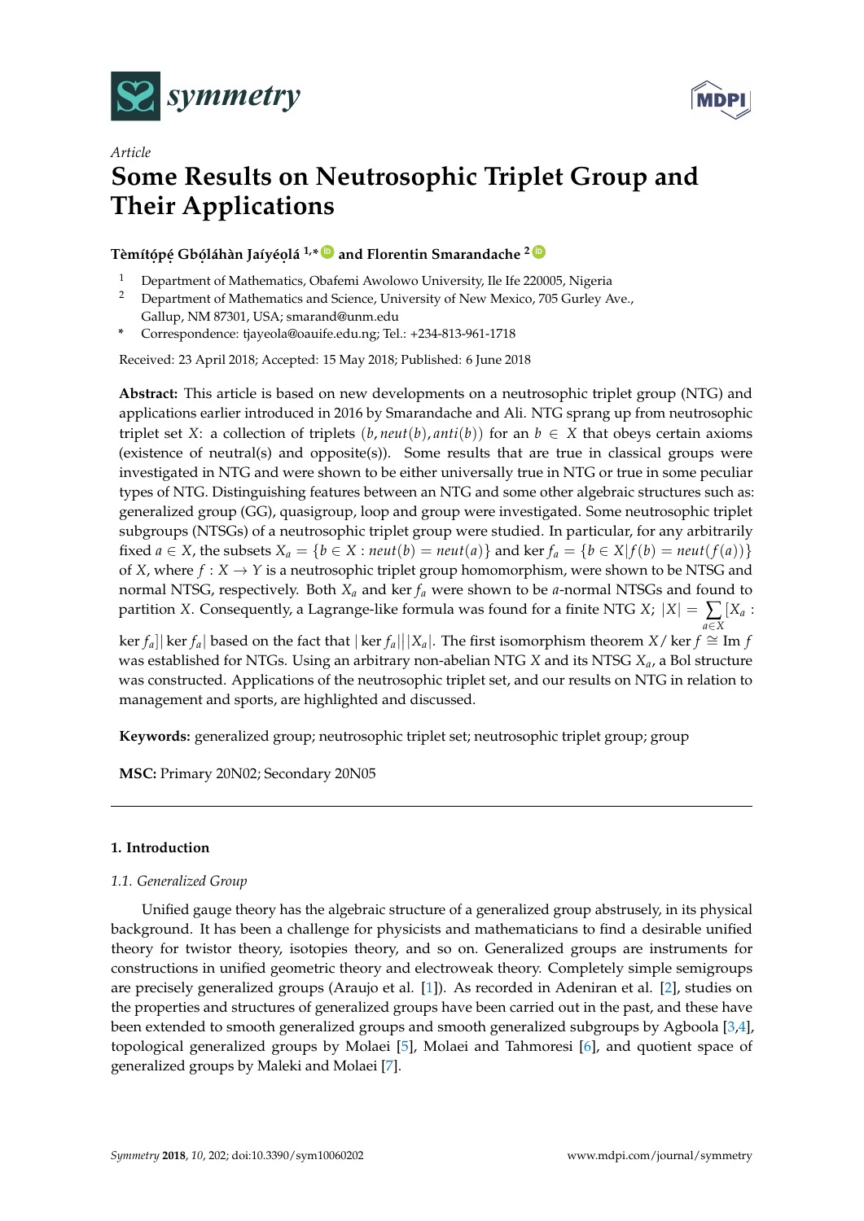*Article*

# Some Results on Neutrosophic Triplet Group and Their Applications

**Tèmítọ́pẹ́ Gbọ́láhàn Jaíyéọlá [1,*] and Florentin Smarandache [2]**

[1] Department of Mathematics, Obafemi Awolowo University, Ile Ife 220005, Nigeria
[2] Department of Mathematics and Science, University of New Mexico, 705 Gurley Ave., Gallup, NM 87301, USA; smarand@unm.edu
[*] Correspondence: tjayeola@oauife.edu.ng; Tel.: +234-813-961-1718

Received: 23 April 2018; Accepted: 15 May 2018; Published: 6 June 2018

**Abstract:** This article is based on new developments on a neutrosophic triplet group (NTG) and applications earlier introduced in 2016 by Smarandache and Ali. NTG sprang up from neutrosophic triplet set $X$: a collection of triplets $(b, neut(b), anti(b))$ for an $b \in X$ that obeys certain axioms (existence of neutral(s) and opposite(s)). Some results that are true in classical groups were investigated in NTG and were shown to be either universally true in NTG or true in some peculiar types of NTG. Distinguishing features between an NTG and some other algebraic structures such as: generalized group (GG), quasigroup, loop and group were investigated. Some neutrosophic triplet subgroups (NTSGs) of a neutrosophic triplet group were studied. In particular, for any arbitrarily fixed $a \in X$, the subsets $X_a = \{b \in X : neut(b) = neut(a)\}$ and $\ker f_a = \{b \in X | f(b) = neut(f(a))\}$ of $X$, where $f : X \to Y$ is a neutrosophic triplet group homomorphism, were shown to be NTSG and normal NTSG, respectively. Both $X_a$ and $\ker f_a$ were shown to be $a$-normal NTSGs and found to partition $X$. Consequently, a Lagrange-like formula was found for a finite NTG $X$; $|X| = \sum_{a \in X} [X_a : \ker f_a] |\ker f_a|$ based on the fact that $|\ker f_a| \,|\, |X_a|$. The first isomorphism theorem $X/\ker f \cong \operatorname{Im} f$ was established for NTGs. Using an arbitrary non-abelian NTG $X$ and its NTSG $X_a$, a Bol structure was constructed. Applications of the neutrosophic triplet set, and our results on NTG in relation to management and sports, are highlighted and discussed.

**Keywords:** generalized group; neutrosophic triplet set; neutrosophic triplet group; group

**MSC:** Primary 20N02; Secondary 20N05

---

## 1. Introduction

### 1.1. Generalized Group

Unified gauge theory has the algebraic structure of a generalized group abstrusely, in its physical background. It has been a challenge for physicists and mathematicians to find a desirable unified theory for twistor theory, isotopies theory, and so on. Generalized groups are instruments for constructions in unified geometric theory and electroweak theory. Completely simple semigroups are precisely generalized groups (Araujo et al. [1]). As recorded in Adeniran et al. [2], studies on the properties and structures of generalized groups have been carried out in the past, and these have been extended to smooth generalized groups and smooth generalized subgroups by Agboola [3,4], topological generalized groups by Molaei [5], Molaei and Tahmoresi [6], and quotient space of generalized groups by Maleki and Molaei [7].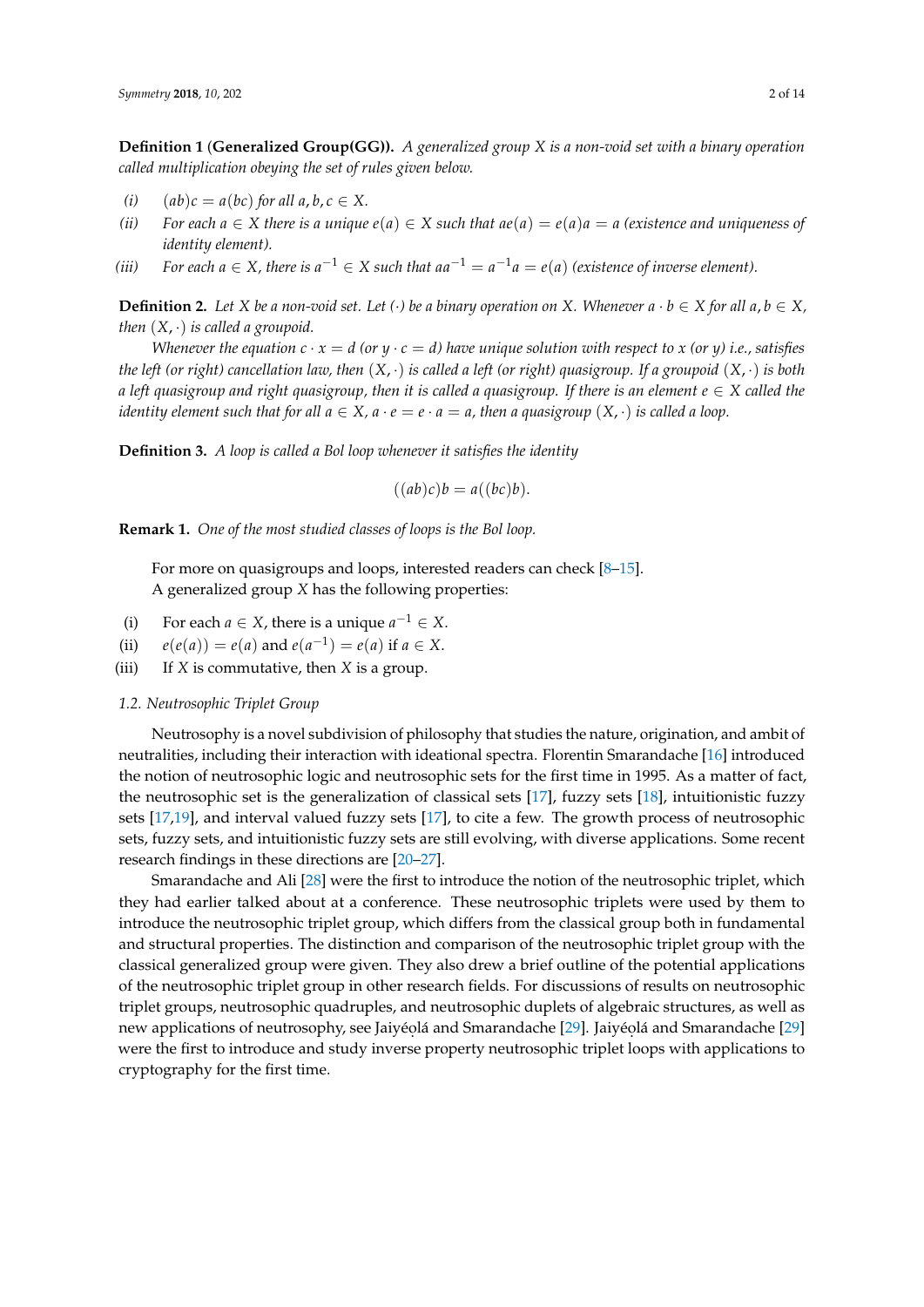**Definition 1** (**Generalized Group(GG)).** *A generalized group $X$ is a non-void set with a binary operation called multiplication obeying the set of rules given below.*

*(i)* $(ab)c = a(bc)$ *for all* $a, b, c \in X$.

*(ii)* *For each* $a \in X$ *there is a unique* $e(a) \in X$ *such that* $ae(a) = e(a)a = a$ *(existence and uniqueness of identity element).*

*(iii)* *For each* $a \in X$, *there is* $a^{-1} \in X$ *such that* $aa^{-1} = a^{-1}a = e(a)$ *(existence of inverse element).*

**Definition 2.** *Let $X$ be a non-void set. Let $(\cdot)$ be a binary operation on $X$. Whenever $a \cdot b \in X$ for all $a, b \in X$, then $(X, \cdot)$ is called a groupoid.*

*Whenever the equation $c \cdot x = d$ (or $y \cdot c = d$) have unique solution with respect to $x$ (or $y$) i.e., satisfies the left (or right) cancellation law, then $(X, \cdot)$ is called a left (or right) quasigroup. If a groupoid $(X, \cdot)$ is both a left quasigroup and right quasigroup, then it is called a quasigroup. If there is an element $e \in X$ called the identity element such that for all $a \in X$, $a \cdot e = e \cdot a = a$, then a quasigroup $(X, \cdot)$ is called a loop.*

**Definition 3.** *A loop is called a Bol loop whenever it satisfies the identity*

$$((ab)c)b = a((bc)b).$$

**Remark 1.** *One of the most studied classes of loops is the Bol loop.*

For more on quasigroups and loops, interested readers can check [8–15].

A generalized group $X$ has the following properties:

(i) For each $a \in X$, there is a unique $a^{-1} \in X$.

(ii) $e(e(a)) = e(a)$ and $e(a^{-1}) = e(a)$ if $a \in X$.

(iii) If $X$ is commutative, then $X$ is a group.

### *1.2. Neutrosophic Triplet Group*

Neutrosophy is a novel subdivision of philosophy that studies the nature, origination, and ambit of neutralities, including their interaction with ideational spectra. Florentin Smarandache [16] introduced the notion of neutrosophic logic and neutrosophic sets for the first time in 1995. As a matter of fact, the neutrosophic set is the generalization of classical sets [17], fuzzy sets [18], intuitionistic fuzzy sets [17,19], and interval valued fuzzy sets [17], to cite a few. The growth process of neutrosophic sets, fuzzy sets, and intuitionistic fuzzy sets are still evolving, with diverse applications. Some recent research findings in these directions are [20–27].

Smarandache and Ali [28] were the first to introduce the notion of the neutrosophic triplet, which they had earlier talked about at a conference. These neutrosophic triplets were used by them to introduce the neutrosophic triplet group, which differs from the classical group both in fundamental and structural properties. The distinction and comparison of the neutrosophic triplet group with the classical generalized group were given. They also drew a brief outline of the potential applications of the neutrosophic triplet group in other research fields. For discussions of results on neutrosophic triplet groups, neutrosophic quadruples, and neutrosophic duplets of algebraic structures, as well as new applications of neutrosophy, see Jaiyéọlá and Smarandache [29]. Jaiyéọlá and Smarandache [29] were the first to introduce and study inverse property neutrosophic triplet loops with applications to cryptography for the first time.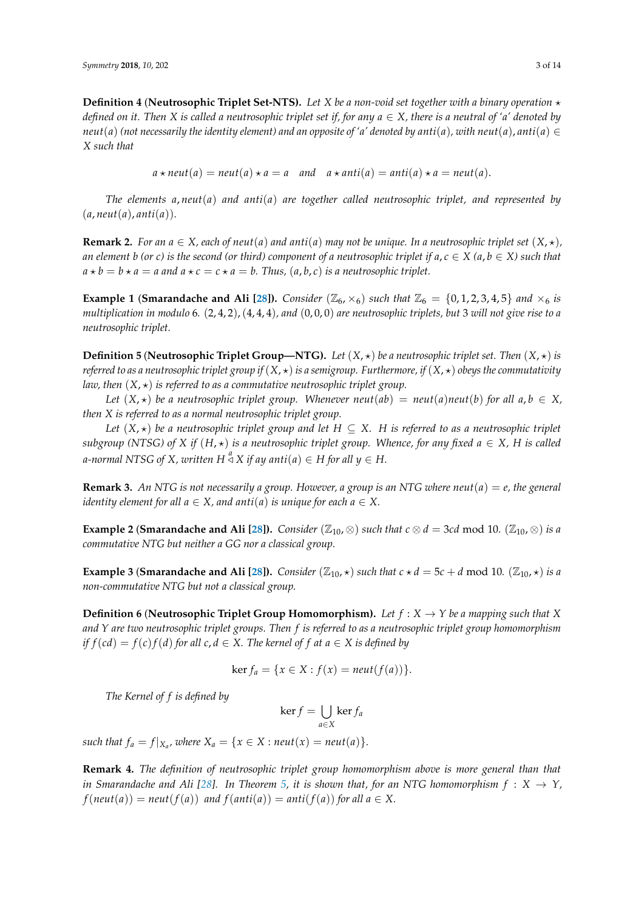**Definition 4 (Neutrosophic Triplet Set-NTS).** *Let $X$ be a non-void set together with a binary operation $\star$ defined on it. Then $X$ is called a neutrosophic triplet set if, for any $a \in X$, there is a neutral of 'a' denoted by $neut(a)$ (not necessarily the identity element) and an opposite of 'a' denoted by $anti(a)$, with $neut(a), anti(a) \in X$ such that*

$$a \star neut(a) = neut(a) \star a = a \quad \text{and} \quad a \star anti(a) = anti(a) \star a = neut(a).$$

*The elements $a, neut(a)$ and $anti(a)$ are together called neutrosophic triplet, and represented by $(a, neut(a), anti(a))$.*

**Remark 2.** *For an $a \in X$, each of $neut(a)$ and $anti(a)$ may not be unique. In a neutrosophic triplet set $(X, \star)$, an element $b$ (or $c$) is the second (or third) component of a neutrosophic triplet if $a, c \in X$ ($a, b \in X$) such that $a \star b = b \star a = a$ and $a \star c = c \star a = b$. Thus, $(a, b, c)$ is a neutrosophic triplet.*

**Example 1 (Smarandache and Ali [28]).** *Consider $(\mathbb{Z}_6, \times_6)$ such that $\mathbb{Z}_6 = \{0, 1, 2, 3, 4, 5\}$ and $\times_6$ is multiplication in modulo 6. $(2, 4, 2)$, $(4, 4, 4)$, and $(0, 0, 0)$ are neutrosophic triplets, but 3 will not give rise to a neutrosophic triplet.*

**Definition 5 (Neutrosophic Triplet Group—NTG).** *Let $(X, \star)$ be a neutrosophic triplet set. Then $(X, \star)$ is referred to as a neutrosophic triplet group if $(X, \star)$ is a semigroup. Furthermore, if $(X, \star)$ obeys the commutativity law, then $(X, \star)$ is referred to as a commutative neutrosophic triplet group.*

*Let $(X, \star)$ be a neutrosophic triplet group. Whenever $neut(ab) = neut(a)neut(b)$ for all $a, b \in X$, then $X$ is referred to as a normal neutrosophic triplet group.*

*Let $(X, \star)$ be a neutrosophic triplet group and let $H \subseteq X$. $H$ is referred to as a neutrosophic triplet subgroup (NTSG) of $X$ if $(H, \star)$ is a neutrosophic triplet group. Whence, for any fixed $a \in X$, $H$ is called a-normal NTSG of $X$, written $H \overset{a}{\triangleleft} X$ if $ay\, anti(a) \in H$ for all $y \in H$.*

**Remark 3.** *An NTG is not necessarily a group. However, a group is an NTG where $neut(a) = e$, the general identity element for all $a \in X$, and $anti(a)$ is unique for each $a \in X$.*

**Example 2 (Smarandache and Ali [28]).** *Consider $(\mathbb{Z}_{10}, \otimes)$ such that $c \otimes d = 3cd \bmod 10$. $(\mathbb{Z}_{10}, \otimes)$ is a commutative NTG but neither a GG nor a classical group.*

**Example 3 (Smarandache and Ali [28]).** *Consider $(\mathbb{Z}_{10}, \star)$ such that $c \star d = 5c + d \bmod 10$. $(\mathbb{Z}_{10}, \star)$ is a non-commutative NTG but not a classical group.*

**Definition 6 (Neutrosophic Triplet Group Homomorphism).** *Let $f : X \to Y$ be a mapping such that $X$ and $Y$ are two neutrosophic triplet groups. Then $f$ is referred to as a neutrosophic triplet group homomorphism if $f(cd) = f(c)f(d)$ for all $c, d \in X$. The kernel of $f$ at $a \in X$ is defined by*

$$\ker f_a = \{x \in X : f(x) = neut(f(a))\}.$$

*The Kernel of $f$ is defined by*

$$\ker f = \bigcup_{a \in X} \ker f_a$$

*such that $f_a = f|_{X_a}$, where $X_a = \{x \in X : neut(x) = neut(a)\}$.*

**Remark 4.** *The definition of neutrosophic triplet group homomorphism above is more general than that in Smarandache and Ali [28]. In Theorem 5, it is shown that, for an NTG homomorphism $f : X \to Y$, $f(neut(a)) = neut(f(a))$ and $f(anti(a)) = anti(f(a))$ for all $a \in X$.*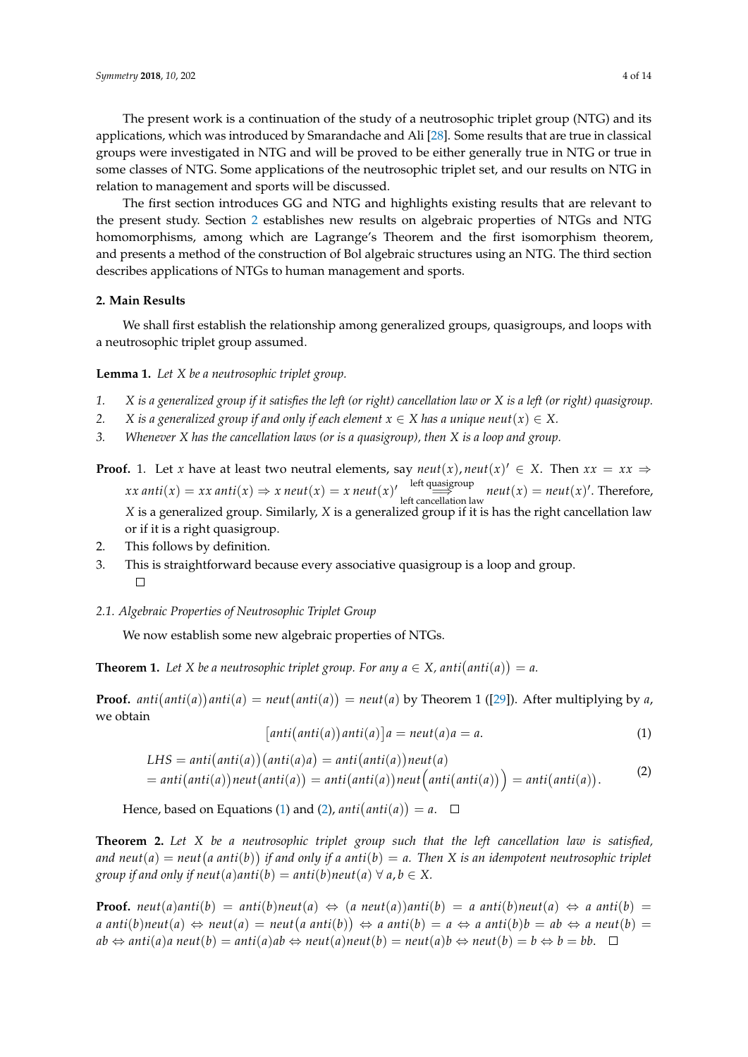The present work is a continuation of the study of a neutrosophic triplet group (NTG) and its applications, which was introduced by Smarandache and Ali [28]. Some results that are true in classical groups were investigated in NTG and will be proved to be either generally true in NTG or true in some classes of NTG. Some applications of the neutrosophic triplet set, and our results on NTG in relation to management and sports will be discussed.

The first section introduces GG and NTG and highlights existing results that are relevant to the present study. Section 2 establishes new results on algebraic properties of NTGs and NTG homomorphisms, among which are Lagrange's Theorem and the first isomorphism theorem, and presents a method of the construction of Bol algebraic structures using an NTG. The third section describes applications of NTGs to human management and sports.

## 2. Main Results

We shall first establish the relationship among generalized groups, quasigroups, and loops with a neutrosophic triplet group assumed.

**Lemma 1.** *Let X be a neutrosophic triplet group.*

1. *$X$ is a generalized group if it satisfies the left (or right) cancellation law or $X$ is a left (or right) quasigroup.*
2. *$X$ is a generalized group if and only if each element $x \in X$ has a unique $neut(x) \in X$.*
3. *Whenever $X$ has the cancellation laws (or is a quasigroup), then $X$ is a loop and group.*

**Proof.** 1. Let $x$ have at least two neutral elements, say $neut(x), neut(x)' \in X$. Then $xx = xx \Rightarrow xx\, anti(x) = xx\, anti(x) \Rightarrow x\, neut(x) = x\, neut(x)' \underset{\text{left cancellation law}}{\overset{\text{left quasigroup}}{\Longrightarrow}} neut(x) = neut(x)'$. Therefore, $X$ is a generalized group. Similarly, $X$ is a generalized group if it is has the right cancellation law or if it is a right quasigroup.
2. This follows by definition.
3. This is straightforward because every associative quasigroup is a loop and group. □

### 2.1. Algebraic Properties of Neutrosophic Triplet Group

We now establish some new algebraic properties of NTGs.

**Theorem 1.** *Let $X$ be a neutrosophic triplet group. For any $a \in X$, $anti\big(anti(a)\big) = a$.*

**Proof.** $anti\big(anti(a)\big)anti(a) = neut\big(anti(a)\big) = neut(a)$ by Theorem 1 ([29]). After multiplying by $a$, we obtain

$$\big[anti\big(anti(a)\big)anti(a)\big]a = neut(a)a = a. \tag{1}$$

$$\begin{aligned} LHS &= anti\big(anti(a)\big)\big(anti(a)a\big) = anti\big(anti(a)\big)neut(a) \\ &= anti\big(anti(a)\big)neut\big(anti(a)\big) = anti\big(anti(a)\big)neut\Big(anti\big(anti(a)\big)\Big) = anti\big(anti(a)\big). \end{aligned} \tag{2}$$

Hence, based on Equations (1) and (2), $anti\big(anti(a)\big) = a$. □

**Theorem 2.** *Let $X$ be a neutrosophic triplet group such that the left cancellation law is satisfied, and $neut(a) = neut\big(a\, anti(b)\big)$ if and only if $a\, anti(b) = a$. Then $X$ is an idempotent neutrosophic triplet group if and only if $neut(a)anti(b) = anti(b)neut(a)\ \forall\, a, b \in X$.*

**Proof.** $neut(a)anti(b) = anti(b)neut(a) \Leftrightarrow \big(a\, neut(a)\big)anti(b) = a\, anti(b)neut(a) \Leftrightarrow a\, anti(b) = a\, anti(b)neut(a) \Leftrightarrow neut(a) = neut\big(a\, anti(b)\big) \Leftrightarrow a\, anti(b) = a \Leftrightarrow a\, anti(b)b = ab \Leftrightarrow a\, neut(b) = ab \Leftrightarrow anti(a)a\, neut(b) = anti(a)ab \Leftrightarrow neut(a)neut(b) = neut(a)b \Leftrightarrow neut(b) = b \Leftrightarrow b = bb$. □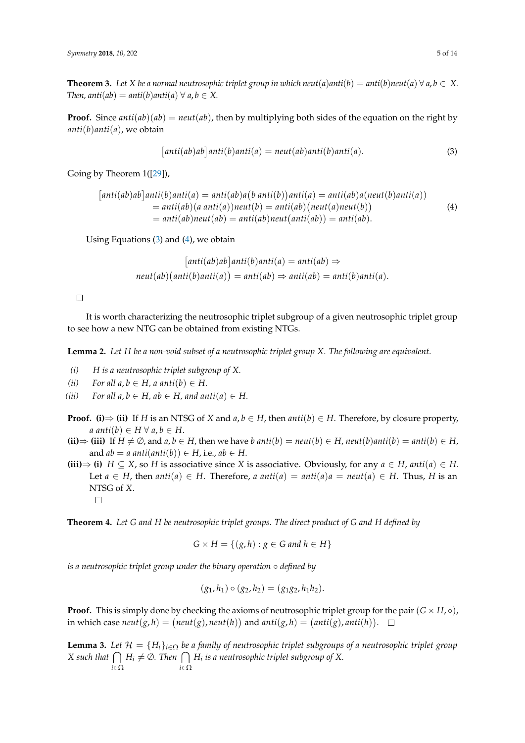**Theorem 3.** *Let $X$ be a normal neutrosophic triplet group in which $neut(a)anti(b) = anti(b)neut(a)$ $\forall\, a, b \in X$. Then, $anti(ab) = anti(b)anti(a)$ $\forall\, a, b \in X$.*

**Proof.** Since $anti(ab)(ab) = neut(ab)$, then by multiplying both sides of the equation on the right by $anti(b)anti(a)$, we obtain

$$\big[anti(ab)ab\big]anti(b)anti(a) = neut(ab)anti(b)anti(a). \tag{3}$$

Going by Theorem 1([29]),

$$\begin{aligned}
\big[anti(ab)ab\big]anti(b)anti(a) &= anti(ab)a\big(b\, anti(b)\big)anti(a) = anti(ab)a\big(neut(b)anti(a)\big) \\
&= anti(ab)\big(a\, anti(a)\big)neut(b) = anti(ab)\big(neut(a)neut(b)\big) \\
&= anti(ab)neut(ab) = anti(ab)neut\big(anti(ab)\big) = anti(ab).
\end{aligned} \tag{4}$$

Using Equations (3) and (4), we obtain

$$\begin{gathered}
\big[anti(ab)ab\big]anti(b)anti(a) = anti(ab) \Rightarrow \\
neut(ab)\big(anti(b)anti(a)\big) = anti(ab) \Rightarrow anti(ab) = anti(b)anti(a).
\end{gathered}$$

□

It is worth characterizing the neutrosophic triplet subgroup of a given neutrosophic triplet group to see how a new NTG can be obtained from existing NTGs.

**Lemma 2.** *Let $H$ be a non-void subset of a neutrosophic triplet group $X$. The following are equivalent.*

- *(i)* *$H$ is a neutrosophic triplet subgroup of $X$.*
- *(ii)* *For all $a, b \in H$, $a\, anti(b) \in H$.*
- *(iii)* *For all $a, b \in H$, $ab \in H$, and $anti(a) \in H$.*

**Proof.** **(i)⇒ (ii)** If $H$ is an NTSG of $X$ and $a, b \in H$, then $anti(b) \in H$. Therefore, by closure property, $a\, anti(b) \in H$ $\forall\, a, b \in H$.

**(ii)⇒ (iii)** If $H \neq \emptyset$, and $a, b \in H$, then we have $b\, anti(b) = neut(b) \in H$, $neut(b)anti(b) = anti(b) \in H$, and $ab = a\, anti(anti(b)) \in H$, i.e., $ab \in H$.

**(iii)⇒ (i)** $H \subseteq X$, so $H$ is associative since $X$ is associative. Obviously, for any $a \in H$, $anti(a) \in H$. Let $a \in H$, then $anti(a) \in H$. Therefore, $a\, anti(a) = anti(a)a = neut(a) \in H$. Thus, $H$ is an NTSG of $X$.

□

**Theorem 4.** *Let $G$ and $H$ be neutrosophic triplet groups. The direct product of $G$ and $H$ defined by*

$$G \times H = \{(g, h) : g \in G \text{ and } h \in H\}$$

*is a neutrosophic triplet group under the binary operation $\circ$ defined by*

$$(g_1, h_1) \circ (g_2, h_2) = (g_1 g_2, h_1 h_2).$$

**Proof.** This is simply done by checking the axioms of neutrosophic triplet group for the pair $(G \times H, \circ)$, in which case $neut(g, h) = \big(neut(g), neut(h)\big)$ and $anti(g, h) = \big(anti(g), anti(h)\big)$. □

**Lemma 3.** *Let $\mathcal{H} = \{H_i\}_{i \in \Omega}$ be a family of neutrosophic triplet subgroups of a neutrosophic triplet group $X$ such that $\bigcap_{i \in \Omega} H_i \neq \emptyset$. Then $\bigcap_{i \in \Omega} H_i$ is a neutrosophic triplet subgroup of $X$.*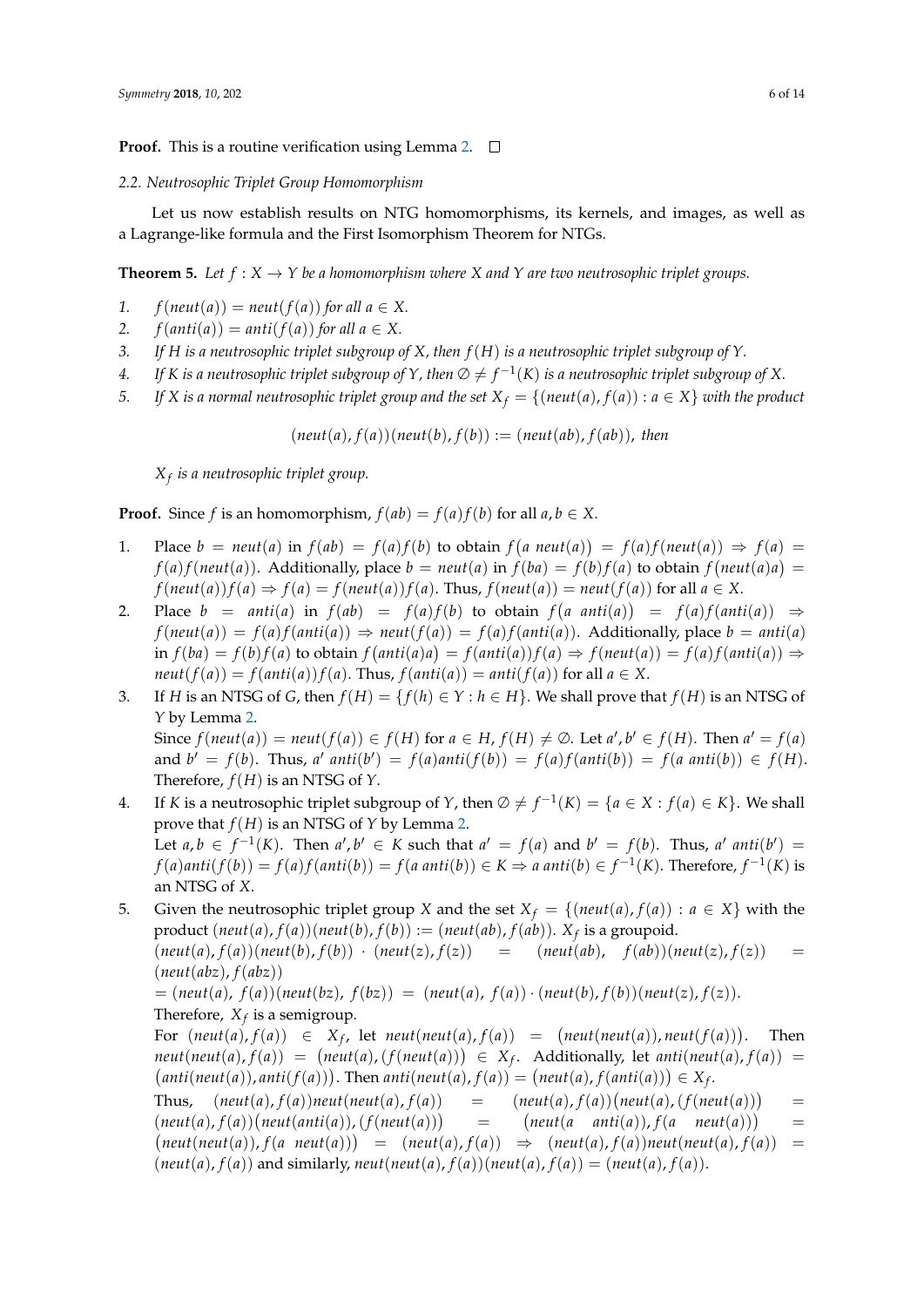**Proof.** This is a routine verification using Lemma 2. □

### 2.2. Neutrosophic Triplet Group Homomorphism

Let us now establish results on NTG homomorphisms, its kernels, and images, as well as a Lagrange-like formula and the First Isomorphism Theorem for NTGs.

**Theorem 5.** *Let $f : X \to Y$ be a homomorphism where $X$ and $Y$ are two neutrosophic triplet groups.*

1. *$f(neut(a)) = neut(f(a))$ for all $a \in X$.*
2. *$f(anti(a)) = anti(f(a))$ for all $a \in X$.*
3. *If $H$ is a neutrosophic triplet subgroup of $X$, then $f(H)$ is a neutrosophic triplet subgroup of $Y$.*
4. *If $K$ is a neutrosophic triplet subgroup of $Y$, then $\emptyset \neq f^{-1}(K)$ is a neutrosophic triplet subgroup of $X$.*
5. *If $X$ is a normal neutrosophic triplet group and the set $X_f = \{(neut(a), f(a)) : a \in X\}$ with the product*

$$(neut(a), f(a))(neut(b), f(b)) := (neut(ab), f(ab)), \text{ then}$$

*$X_f$ is a neutrosophic triplet group.*

**Proof.** Since $f$ is an homomorphism, $f(ab) = f(a)f(b)$ for all $a, b \in X$.

1. Place $b = neut(a)$ in $f(ab) = f(a)f(b)$ to obtain $f\big(a\ neut(a)\big) = f(a)f(neut(a)) \Rightarrow f(a) = f(a)f(neut(a))$. Additionally, place $b = neut(a)$ in $f(ba) = f(b)f(a)$ to obtain $f\big(neut(a)a\big) = f(neut(a))f(a) \Rightarrow f(a) = f(neut(a))f(a)$. Thus, $f(neut(a)) = neut(f(a))$ for all $a \in X$.
2. Place $b = anti(a)$ in $f(ab) = f(a)f(b)$ to obtain $f\big(a\ anti(a)\big) = f(a)f(anti(a)) \Rightarrow f(neut(a)) = f(a)f(anti(a)) \Rightarrow neut(f(a)) = f(a)f(anti(a))$. Additionally, place $b = anti(a)$ in $f(ba) = f(b)f(a)$ to obtain $f\big(anti(a)a\big) = f(anti(a))f(a) \Rightarrow f(neut(a)) = f(a)f(anti(a)) \Rightarrow neut(f(a)) = f(anti(a))f(a)$. Thus, $f(anti(a)) = anti(f(a))$ for all $a \in X$.
3. If $H$ is an NTSG of $G$, then $f(H) = \{f(h) \in Y : h \in H\}$. We shall prove that $f(H)$ is an NTSG of $Y$ by Lemma 2.
   Since $f(neut(a)) = neut(f(a)) \in f(H)$ for $a \in H$, $f(H) \neq \emptyset$. Let $a', b' \in f(H)$. Then $a' = f(a)$ and $b' = f(b)$. Thus, $a'\ anti(b') = f(a)anti(f(b)) = f(a)f(anti(b)) = f(a\ anti(b)) \in f(H)$. Therefore, $f(H)$ is an NTSG of $Y$.
4. If $K$ is a neutrosophic triplet subgroup of $Y$, then $\emptyset \neq f^{-1}(K) = \{a \in X : f(a) \in K\}$. We shall prove that $f(H)$ is an NTSG of $Y$ by Lemma 2.
   Let $a, b \in f^{-1}(K)$. Then $a', b' \in K$ such that $a' = f(a)$ and $b' = f(b)$. Thus, $a'\ anti(b') = f(a)anti(f(b)) = f(a)f(anti(b)) = f(a\ anti(b)) \in K \Rightarrow a\ anti(b) \in f^{-1}(K)$. Therefore, $f^{-1}(K)$ is an NTSG of $X$.
5. Given the neutrosophic triplet group $X$ and the set $X_f = \{(neut(a), f(a)) : a \in X\}$ with the product $(neut(a), f(a))(neut(b), f(b)) := (neut(ab), f(ab))$. $X_f$ is a groupoid.
   $(neut(a), f(a))(neut(b), f(b)) \cdot (neut(z), f(z)) = (neut(ab), f(ab))(neut(z), f(z)) = (neut(abz), f(abz))$
   $= (neut(a), f(a))(neut(bz), f(bz)) = (neut(a), f(a)) \cdot (neut(b), f(b))(neut(z), f(z))$.
   Therefore, $X_f$ is a semigroup.
   For $(neut(a), f(a)) \in X_f$, let $neut(neut(a), f(a)) = \big(neut(neut(a)), neut(f(a))\big)$. Then $neut(neut(a), f(a)) = \big(neut(a), (f(neut(a))\big) \in X_f$. Additionally, let $anti(neut(a), f(a)) = \big(anti(neut(a)), anti(f(a))\big)$. Then $anti(neut(a), f(a)) = \big(neut(a), f(anti(a))\big) \in X_f$.
   Thus, $(neut(a), f(a))neut(neut(a), f(a)) = (neut(a), f(a))\big(neut(a), (f(neut(a))\big) = (neut(a), f(a))\big(neut(anti(a)), (f(neut(a))\big) = \big(neut(a\ \ anti(a)), f(a\ \ neut(a))\big) = \big(neut(neut(a)), f(a\ \ neut(a))\big) = (neut(a), f(a)) \Rightarrow (neut(a), f(a))neut(neut(a), f(a)) = (neut(a), f(a))$ and similarly, $neut(neut(a), f(a))(neut(a), f(a)) = (neut(a), f(a))$.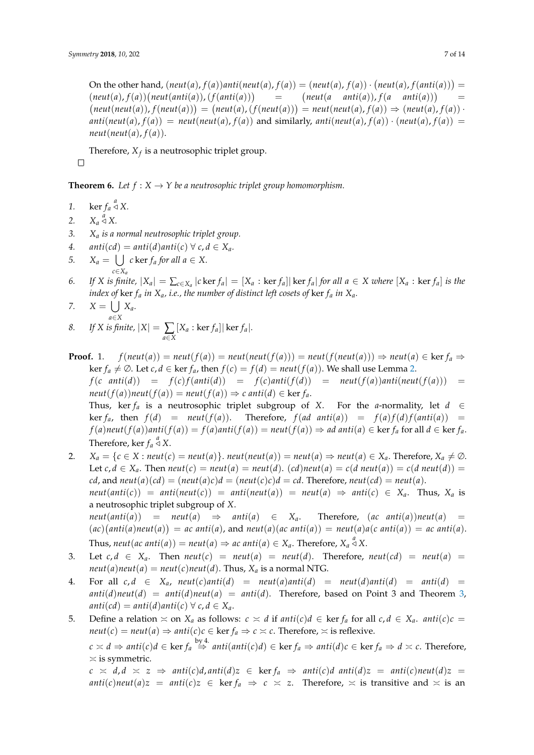On the other hand, $(neut(a), f(a))anti(neut(a), f(a)) = (neut(a), f(a)) \cdot (neut(a), f(anti(a))) = (neut(a), f(a))(neut(anti(a)), (f(anti(a))) = (neut(a \quad anti(a)), f(a \quad anti(a))) = (neut(neut(a)), f(neut(a))) = (neut(a), (f(neut(a))) = neut(neut(a), f(a)) \Rightarrow (neut(a), f(a)) \cdot anti(neut(a), f(a)) = neut(neut(a), f(a))$ and similarly, $anti(neut(a), f(a)) \cdot (neut(a), f(a)) = neut(neut(a), f(a))$.

Therefore, $X_f$ is a neutrosophic triplet group.

□

**Theorem 6.** *Let $f : X \to Y$ be a neutrosophic triplet group homomorphism.*

1. $\ker f_a \overset{a}{\triangleleft} X$.
2. $X_a \overset{a}{\triangleleft} X$.
3. *$X_a$ is a normal neutrosophic triplet group.*
4. $anti(cd) = anti(d)anti(c) \; \forall \; c, d \in X_a$.
5. $X_a = \bigcup_{c \in X_a} c \ker f_a$ *for all* $a \in X$.
6. *If $X$ is finite, $|X_a| = \sum_{c \in X_a} |c \ker f_a| = [X_a : \ker f_a]|\ker f_a|$ for all $a \in X$ where $[X_a : \ker f_a]$ is the index of $\ker f_a$ in $X_a$, i.e., the number of distinct left cosets of $\ker f_a$ in $X_a$.*
7. $X = \bigcup_{a \in X} X_a$.
8. *If $X$ is finite,* $|X| = \sum_{a \in X} [X_a : \ker f_a]|\ker f_a|$.

**Proof.** 1. $f(neut(a)) = neut(f(a)) = neut(neut(f(a))) = neut(f(neut(a))) \Rightarrow neut(a) \in \ker f_a \Rightarrow \ker f_a \neq \emptyset$. Let $c, d \in \ker f_a$, then $f(c) = f(d) = neut(f(a))$. We shall use Lemma 2.
$f(c \quad anti(d)) = f(c)f(anti(d)) = f(c)anti(f(d)) = neut(f(a))anti(neut(f(a))) = neut(f(a))neut(f(a)) = neut(f(a)) \Rightarrow c \; anti(d) \in \ker f_a$.
Thus, $\ker f_a$ is a neutrosophic triplet subgroup of $X$. For the $a$-normality, let $d \in \ker f_a$, then $f(d) = neut(f(a))$. Therefore, $f(ad \; anti(a)) = f(a)f(d)f(anti(a)) = f(a)neut(f(a))anti(f(a)) = f(a)anti(f(a)) = neut(f(a)) \Rightarrow ad \; anti(a) \in \ker f_a$ for all $d \in \ker f_a$. Therefore, $\ker f_a \overset{a}{\triangleleft} X$.

2. $X_a = \{c \in X : neut(c) = neut(a)\}$. $neut(neut(a)) = neut(a) \Rightarrow neut(a) \in X_a$. Therefore, $X_a \neq \emptyset$. Let $c, d \in X_a$. Then $neut(c) = neut(a) = neut(d)$. $(cd)neut(a) = c(d \; neut(a)) = c(d \; neut(d)) = cd$, and $neut(a)(cd) = (neut(a)c)d = (neut(c)c)d = cd$. Therefore, $neut(cd) = neut(a)$.
$neut(anti(c)) = anti(neut(c)) = anti(neut(a)) = neut(a) \Rightarrow anti(c) \in X_a$. Thus, $X_a$ is a neutrosophic triplet subgroup of $X$.
$neut(anti(a)) = neut(a) \Rightarrow anti(a) \in X_a$. Therefore, $(ac \; anti(a))neut(a) = (ac)(anti(a)neut(a)) = ac \; anti(a)$, and $neut(a)(ac \; anti(a)) = neut(a)a(c \; anti(a)) = ac \; anti(a)$. Thus, $neut(ac \; anti(a)) = neut(a) \Rightarrow ac \; anti(a) \in X_a$. Therefore, $X_a \overset{a}{\triangleleft} X$.

3. Let $c, d \in X_a$. Then $neut(c) = neut(a) = neut(d)$. Therefore, $neut(cd) = neut(a) = neut(a)neut(a) = neut(c)neut(d)$. Thus, $X_a$ is a normal NTG.

4. For all $c, d \in X_a$, $neut(c)anti(d) = neut(a)anti(d) = neut(d)anti(d) = anti(d) = anti(d)neut(d) = anti(d)neut(a) = anti(d)$. Therefore, based on Point 3 and Theorem 3, $anti(cd) = anti(d)anti(c) \; \forall \; c, d \in X_a$.

5. Define a relation $\asymp$ on $X_a$ as follows: $c \asymp d$ if $anti(c)d \in \ker f_a$ for all $c, d \in X_a$. $anti(c)c = neut(c) = neut(a) \Rightarrow anti(c)c \in \ker f_a \Rightarrow c \asymp c$. Therefore, $\asymp$ is reflexive.
$c \asymp d \Rightarrow anti(c)d \in \ker f_a \overset{\text{by 4.}}{\Rightarrow} anti(anti(c)d) \in \ker f_a \Rightarrow anti(d)c \in \ker f_a \Rightarrow d \asymp c$. Therefore, $\asymp$ is symmetric.
$c \asymp d, d \asymp z \Rightarrow anti(c)d, anti(d)z \in \ker f_a \Rightarrow anti(c)d \; anti(d)z = anti(c)neut(d)z = anti(c)neut(a)z = anti(c)z \in \ker f_a \Rightarrow c \asymp z$. Therefore, $\asymp$ is transitive and $\asymp$ is an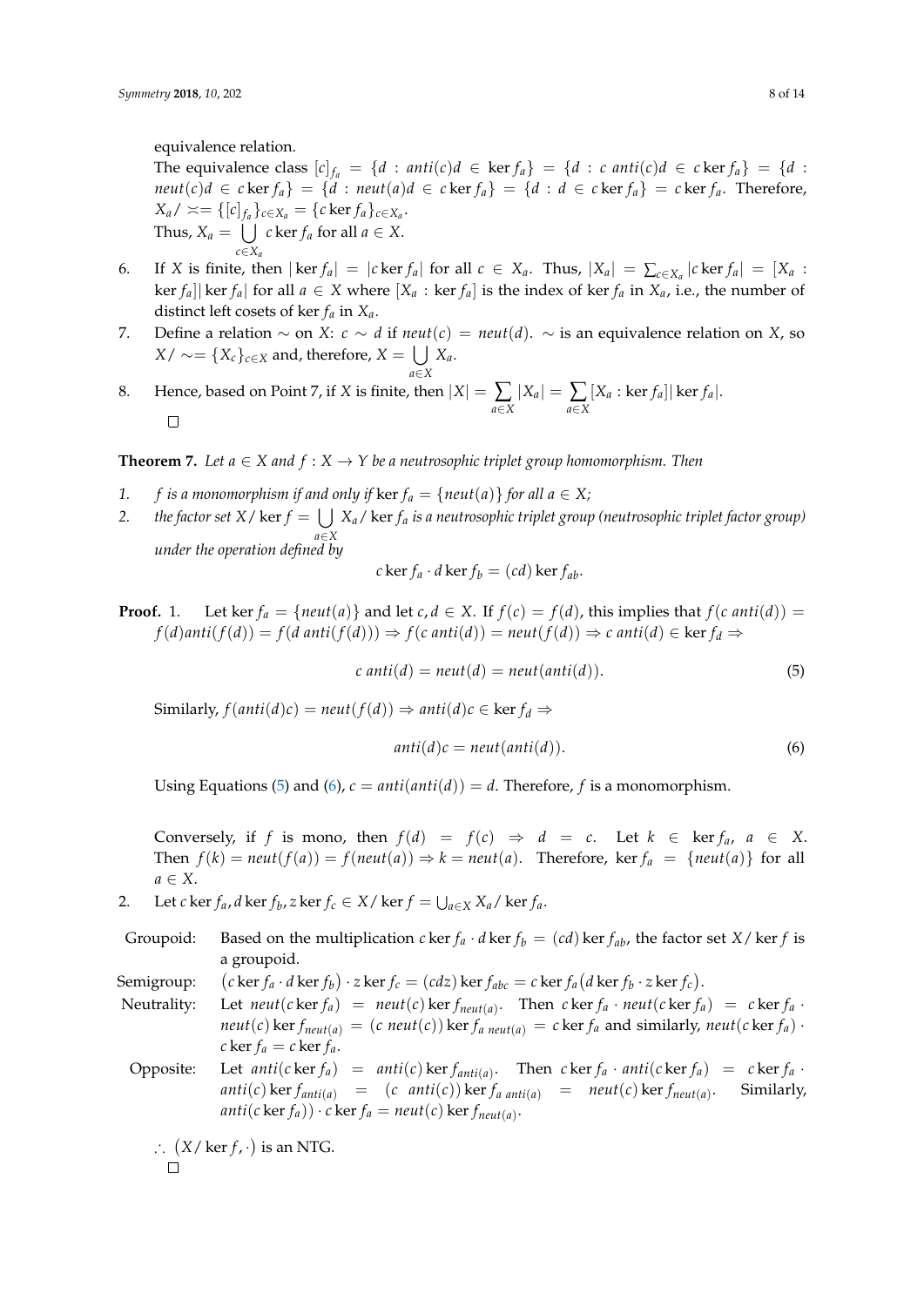equivalence relation.

The equivalence class $[c]_{f_a} = \{d : anti(c)d \in \ker f_a\} = \{d : c\ anti(c)d \in c \ker f_a\} = \{d : neut(c)d \in c \ker f_a\} = \{d : neut(a)d \in c \ker f_a\} = \{d : d \in c \ker f_a\} = c \ker f_a$. Therefore, $X_a / \asymp = \{[c]_{f_a}\}_{c \in X_a} = \{c \ker f_a\}_{c \in X_a}$.

Thus, $X_a = \bigcup_{c \in X_a} c \ker f_a$ for all $a \in X$.

6. If $X$ is finite, then $|\ker f_a| = |c \ker f_a|$ for all $c \in X_a$. Thus, $|X_a| = \sum_{c \in X_a} |c \ker f_a| = [X_a : \ker f_a]|\ker f_a|$ for all $a \in X$ where $[X_a : \ker f_a]$ is the index of $\ker f_a$ in $X_a$, i.e., the number of distinct left cosets of $\ker f_a$ in $X_a$.
7. Define a relation $\sim$ on $X$: $c \sim d$ if $neut(c) = neut(d)$. $\sim$ is an equivalence relation on $X$, so $X/\sim = \{X_c\}_{c \in X}$ and, therefore, $X = \bigcup_{a \in X} X_a$.
8. Hence, based on Point 7, if $X$ is finite, then $|X| = \sum_{a \in X} |X_a| = \sum_{a \in X} [X_a : \ker f_a]|\ker f_a|$.

□

**Theorem 7.** *Let $a \in X$ and $f : X \to Y$ be a neutrosophic triplet group homomorphism. Then*

1. *$f$ is a monomorphism if and only if $\ker f_a = \{neut(a)\}$ for all $a \in X$;*
2. *the factor set $X/\ker f = \bigcup_{a \in X} X_a/\ker f_a$ is a neutrosophic triplet group (neutrosophic triplet factor group) under the operation defined by*

$$c \ker f_a \cdot d \ker f_b = (cd) \ker f_{ab}.$$

**Proof.** 1. Let $\ker f_a = \{neut(a)\}$ and let $c, d \in X$. If $f(c) = f(d)$, this implies that $f(c\ anti(d)) = f(d) anti(f(d)) = f(d\ anti(f(d))) \Rightarrow f(c\ anti(d)) = neut(f(d)) \Rightarrow c\ anti(d) \in \ker f_d \Rightarrow$

$$c\ anti(d) = neut(d) = neut(anti(d)). \tag{5}$$

Similarly, $f(anti(d)c) = neut(f(d)) \Rightarrow anti(d)c \in \ker f_d \Rightarrow$

$$anti(d)c = neut(anti(d)). \tag{6}$$

Using Equations (5) and (6), $c = anti(anti(d)) = d$. Therefore, $f$ is a monomorphism.

Conversely, if $f$ is mono, then $f(d) = f(c) \Rightarrow d = c$. Let $k \in \ker f_a$, $a \in X$. Then $f(k) = neut(f(a)) = f(neut(a)) \Rightarrow k = neut(a)$. Therefore, $\ker f_a = \{neut(a)\}$ for all $a \in X$.

2. Let $c \ker f_a, d \ker f_b, z \ker f_c \in X/\ker f = \bigcup_{a \in X} X_a/\ker f_a$.

Groupoid: Based on the multiplication $c \ker f_a \cdot d \ker f_b = (cd) \ker f_{ab}$, the factor set $X/\ker f$ is a groupoid.

Semigroup: $\big(c \ker f_a \cdot d \ker f_b\big) \cdot z \ker f_c = (cdz) \ker f_{abc} = c \ker f_a \big(d \ker f_b \cdot z \ker f_c\big)$.

Neutrality: Let $neut(c \ker f_a) = neut(c) \ker f_{neut(a)}$. Then $c \ker f_a \cdot neut(c \ker f_a) = c \ker f_a \cdot neut(c) \ker f_{neut(a)} = (c\ neut(c)) \ker f_{a\ neut(a)} = c \ker f_a$ and similarly, $neut(c \ker f_a) \cdot c \ker f_a = c \ker f_a$.

Opposite: Let $anti(c \ker f_a) = anti(c) \ker f_{anti(a)}$. Then $c \ker f_a \cdot anti(c \ker f_a) = c \ker f_a \cdot anti(c) \ker f_{anti(a)} = (c\ anti(c)) \ker f_{a\ anti(a)} = neut(c) \ker f_{neut(a)}$. Similarly, $anti(c \ker f_a)) \cdot c \ker f_a = neut(c) \ker f_{neut(a)}$.

$\therefore \big(X/\ker f, \cdot\big)$ is an NTG.

□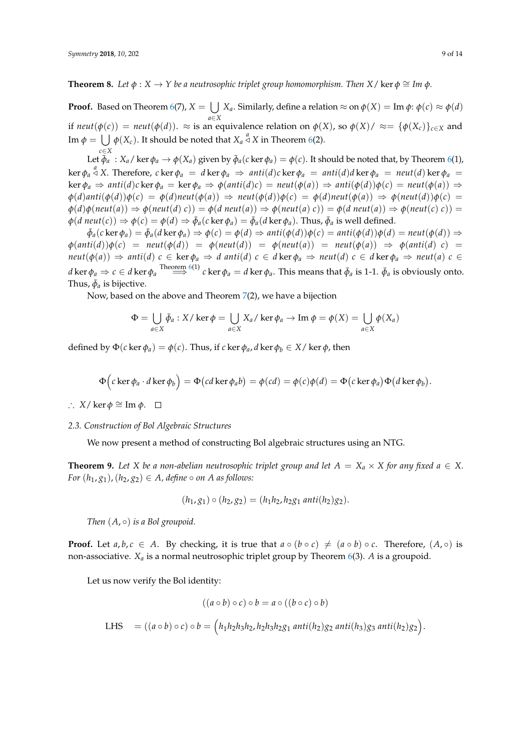**Theorem 8.** *Let $\phi : X \to Y$ be a neutrosophic triplet group homomorphism. Then $X/\ker\phi \cong Im\ \phi$.*

**Proof.** Based on Theorem 6(7), $X = \bigcup_{a \in X} X_a$. Similarly, define a relation $\approx$ on $\phi(X) = \text{Im}\ \phi$: $\phi(c) \approx \phi(d)$ if $neut(\phi(c)) = neut(\phi(d))$. $\approx$ is an equivalence relation on $\phi(X)$, so $\phi(X)/\approx = \{\phi(X_c)\}_{c \in X}$ and $\text{Im}\ \phi = \bigcup_{c \in X} \phi(X_c)$. It should be noted that $X_a \overset{a}{\triangleleft} X$ in Theorem 6(2).

Let $\bar{\phi}_a : X_a/\ker\phi_a \to \phi(X_a)$ given by $\bar{\phi}_a(c\ker\phi_a) = \phi(c)$. It should be noted that, by Theorem 6(1), $\ker\phi_a \overset{a}{\triangleleft} X$. Therefore, $c\ker\phi_a = d\ker\phi_a \Rightarrow anti(d)c\ker\phi_a = anti(d)d\ker\phi_a = neut(d)\ker\phi_a = \ker\phi_a \Rightarrow anti(d)c\ker\phi_a = \ker\phi_a \Rightarrow \phi(anti(d)c) = neut(\phi(a)) \Rightarrow anti(\phi(d))\phi(c) = neut(\phi(a)) \Rightarrow \phi(d)anti(\phi(d))\phi(c) = \phi(d)neut(\phi(a)) \Rightarrow neut(\phi(d))\phi(c) = \phi(d)neut(\phi(a)) \Rightarrow \phi(neut(d))\phi(c) = \phi(d)\phi(neut(a)) \Rightarrow \phi(neut(d)\ c)) = \phi(d\ neut(a)) \Rightarrow \phi(neut(a)\ c)) = \phi(d\ neut(a)) \Rightarrow \phi(neut(c)\ c)) = \phi(d\ neut(c)) \Rightarrow \phi(c) = \phi(d) \Rightarrow \bar{\phi}_a(c\ker\phi_a) = \bar{\phi}_a(d\ker\phi_a)$. Thus, $\bar{\phi}_a$ is well defined.

$\bar{\phi}_a(c\ker\phi_a) = \bar{\phi}_a(d\ker\phi_a) \Rightarrow \phi(c) = \phi(d) \Rightarrow anti(\phi(d))\phi(c) = anti(\phi(d))\phi(d) = neut(\phi(d)) \Rightarrow \phi(anti(d))\phi(c) = neut(\phi(d)) = \phi(neut(d)) = \phi(neut(a)) = neut(\phi(a)) \Rightarrow \phi(anti(d)\ c) = neut(\phi(a)) \Rightarrow anti(d)\ c \in \ker\phi_a \Rightarrow d\ anti(d)\ c \in d\ker\phi_a \Rightarrow neut(d)\ c \in d\ker\phi_a \Rightarrow neut(a)\ c \in d\ker\phi_a \Rightarrow c \in d\ker\phi_a \overset{\text{Theorem 6(1)}}{\Longrightarrow} c\ker\phi_a = d\ker\phi_a$. This means that $\bar{\phi}_a$ is 1-1. $\bar{\phi}_a$ is obviously onto. Thus, $\bar{\phi}_a$ is bijective.

Now, based on the above and Theorem 7(2), we have a bijection

$$\Phi = \bigcup_{a \in X} \bar{\phi}_a : X/\ker\phi = \bigcup_{a \in X} X_a/\ker\phi_a \to \text{Im}\ \phi = \phi(X) = \bigcup_{a \in X} \phi(X_a)$$

defined by $\Phi(c\ker\phi_a) = \phi(c)$. Thus, if $c\ker\phi_a, d\ker\phi_b \in X/\ker\phi$, then

$$\Phi\Big(c\ker\phi_a \cdot d\ker\phi_b\Big) = \Phi\big(cd\ker\phi_a b\big) = \phi(cd) = \phi(c)\phi(d) = \Phi\big(c\ker\phi_a\big)\Phi\big(d\ker\phi_b\big).$$

$\therefore\ X/\ker\phi \cong \text{Im}\ \phi$. □

### 2.3. Construction of Bol Algebraic Structures

We now present a method of constructing Bol algebraic structures using an NTG.

**Theorem 9.** *Let $X$ be a non-abelian neutrosophic triplet group and let $A = X_a \times X$ for any fixed $a \in X$. For $(h_1, g_1), (h_2, g_2) \in A$, define $\circ$ on $A$ as follows:*

$$(h_1, g_1) \circ (h_2, g_2) = (h_1 h_2, h_2 g_1\ anti(h_2) g_2).$$

*Then $(A, \circ)$ is a Bol groupoid.*

**Proof.** Let $a, b, c \in A$. By checking, it is true that $a \circ (b \circ c) \neq (a \circ b) \circ c$. Therefore, $(A, \circ)$ is non-associative. $X_a$ is a normal neutrosophic triplet group by Theorem 6(3). $A$ is a groupoid.

Let us now verify the Bol identity:

$$((a \circ b) \circ c) \circ b = a \circ ((b \circ c) \circ b)$$

$$\text{LHS} \quad = ((a \circ b) \circ c) \circ b = \Big(h_1 h_2 h_3 h_2, h_2 h_3 h_2 g_1\ anti(h_2) g_2\ anti(h_3) g_3\ anti(h_2) g_2\Big).$$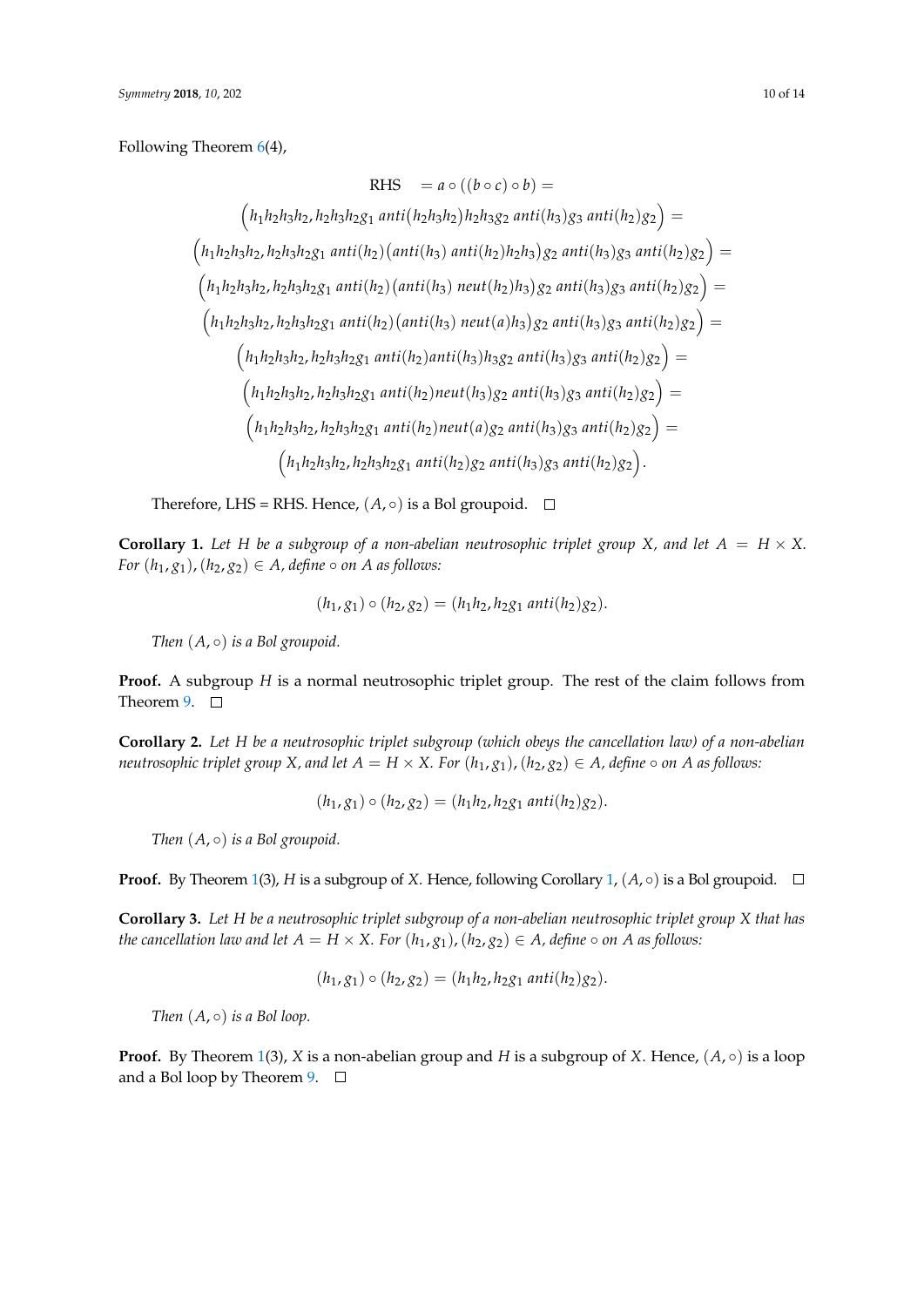Following Theorem 6(4),

$$
\begin{gathered}
\text{RHS} \quad = a \circ ((b \circ c) \circ b) = \\
\Big(h_1 h_2 h_3 h_2, h_2 h_3 h_2 g_1 \; anti\big(h_2 h_3 h_2\big) h_2 h_3 g_2 \; anti(h_3) g_3 \; anti(h_2) g_2\Big) = \\
\Big(h_1 h_2 h_3 h_2, h_2 h_3 h_2 g_1 \; anti(h_2)\big(anti(h_3) \; anti(h_2) h_2 h_3\big) g_2 \; anti(h_3) g_3 \; anti(h_2) g_2\Big) = \\
\Big(h_1 h_2 h_3 h_2, h_2 h_3 h_2 g_1 \; anti(h_2)\big(anti(h_3) \; neut(h_2) h_3\big) g_2 \; anti(h_3) g_3 \; anti(h_2) g_2\Big) = \\
\Big(h_1 h_2 h_3 h_2, h_2 h_3 h_2 g_1 \; anti(h_2)\big(anti(h_3) \; neut(a) h_3\big) g_2 \; anti(h_3) g_3 \; anti(h_2) g_2\Big) = \\
\Big(h_1 h_2 h_3 h_2, h_2 h_3 h_2 g_1 \; anti(h_2) anti(h_3) h_3 g_2 \; anti(h_3) g_3 \; anti(h_2) g_2\Big) = \\
\Big(h_1 h_2 h_3 h_2, h_2 h_3 h_2 g_1 \; anti(h_2) neut(h_3) g_2 \; anti(h_3) g_3 \; anti(h_2) g_2\Big) = \\
\Big(h_1 h_2 h_3 h_2, h_2 h_3 h_2 g_1 \; anti(h_2) neut(a) g_2 \; anti(h_3) g_3 \; anti(h_2) g_2\Big) = \\
\Big(h_1 h_2 h_3 h_2, h_2 h_3 h_2 g_1 \; anti(h_2) g_2 \; anti(h_3) g_3 \; anti(h_2) g_2\Big).
\end{gathered}
$$

Therefore, LHS = RHS. Hence, $(A, \circ)$ is a Bol groupoid. □

**Corollary 1.** *Let $H$ be a subgroup of a non-abelian neutrosophic triplet group $X$, and let $A = H \times X$. For $(h_1, g_1), (h_2, g_2) \in A$, define $\circ$ on $A$ as follows:*

$$(h_1, g_1) \circ (h_2, g_2) = (h_1 h_2, h_2 g_1 \; anti(h_2) g_2).$$

*Then $(A, \circ)$ is a Bol groupoid.*

**Proof.** A subgroup $H$ is a normal neutrosophic triplet group. The rest of the claim follows from Theorem 9. □

**Corollary 2.** *Let $H$ be a neutrosophic triplet subgroup (which obeys the cancellation law) of a non-abelian neutrosophic triplet group $X$, and let $A = H \times X$. For $(h_1, g_1), (h_2, g_2) \in A$, define $\circ$ on $A$ as follows:*

$$(h_1, g_1) \circ (h_2, g_2) = (h_1 h_2, h_2 g_1 \; anti(h_2) g_2).$$

*Then $(A, \circ)$ is a Bol groupoid.*

**Proof.** By Theorem 1(3), $H$ is a subgroup of $X$. Hence, following Corollary 1, $(A, \circ)$ is a Bol groupoid. □

**Corollary 3.** *Let $H$ be a neutrosophic triplet subgroup of a non-abelian neutrosophic triplet group $X$ that has the cancellation law and let $A = H \times X$. For $(h_1, g_1), (h_2, g_2) \in A$, define $\circ$ on $A$ as follows:*

$$(h_1, g_1) \circ (h_2, g_2) = (h_1 h_2, h_2 g_1 \; anti(h_2) g_2).$$

*Then $(A, \circ)$ is a Bol loop.*

**Proof.** By Theorem 1(3), $X$ is a non-abelian group and $H$ is a subgroup of $X$. Hence, $(A, \circ)$ is a loop and a Bol loop by Theorem 9. □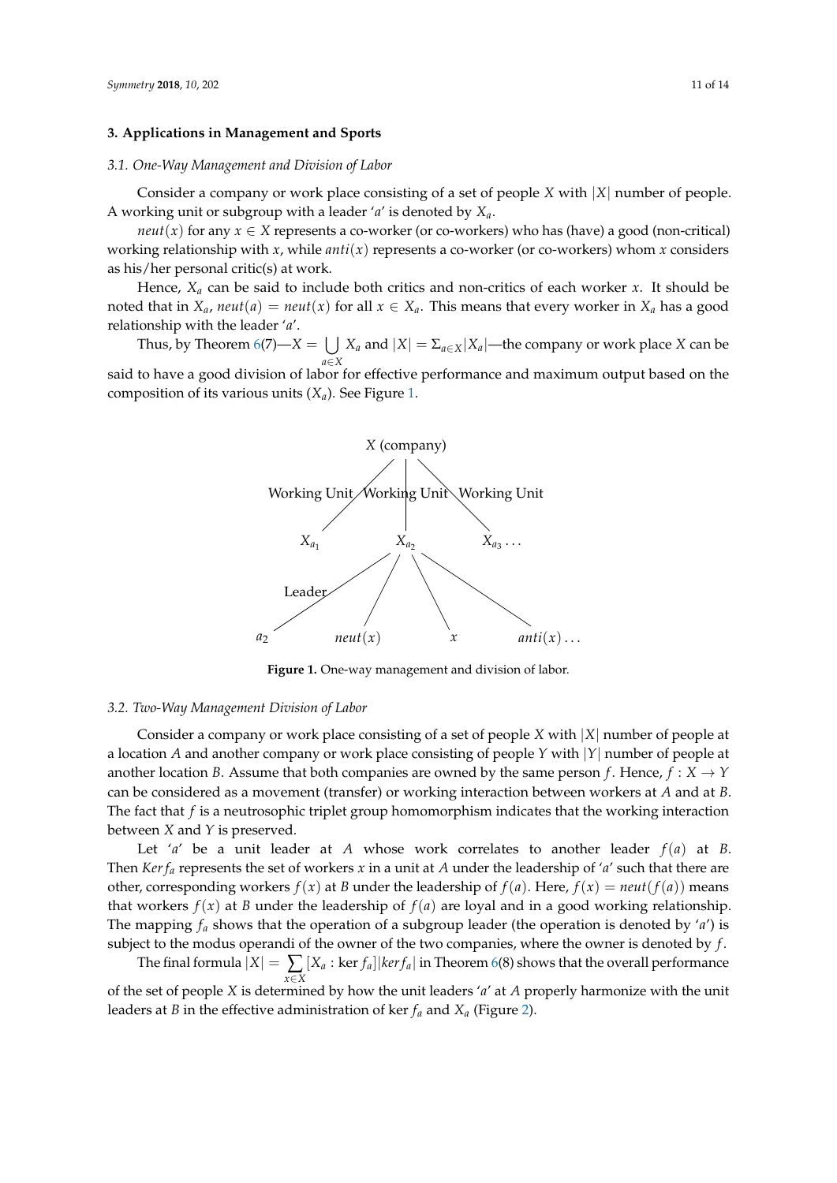## 3. Applications in Management and Sports

### 3.1. One-Way Management and Division of Labor

Consider a company or work place consisting of a set of people $X$ with $|X|$ number of people. A working unit or subgroup with a leader '$a$' is denoted by $X_a$.

$neut(x)$ for any $x \in X$ represents a co-worker (or co-workers) who has (have) a good (non-critical) working relationship with $x$, while $anti(x)$ represents a co-worker (or co-workers) whom $x$ considers as his/her personal critic(s) at work.

Hence, $X_a$ can be said to include both critics and non-critics of each worker $x$. It should be noted that in $X_a$, $neut(a) = neut(x)$ for all $x \in X_a$. This means that every worker in $X_a$ has a good relationship with the leader '$a$'.

Thus, by Theorem 6(7)—$X = \bigcup_{a \in X} X_a$ and $|X| = \Sigma_{a \in X}|X_a|$—the company or work place $X$ can be said to have a good division of labor for effective performance and maximum output based on the composition of its various units ($X_a$). See Figure 1.

**Figure 1.** One-way management and division of labor.

### 3.2. Two-Way Management Division of Labor

Consider a company or work place consisting of a set of people $X$ with $|X|$ number of people at a location $A$ and another company or work place consisting of people $Y$ with $|Y|$ number of people at another location $B$. Assume that both companies are owned by the same person $f$. Hence, $f : X \to Y$ can be considered as a movement (transfer) or working interaction between workers at $A$ and at $B$. The fact that $f$ is a neutrosophic triplet group homomorphism indicates that the working interaction between $X$ and $Y$ is preserved.

Let '$a$' be a unit leader at $A$ whose work correlates to another leader $f(a)$ at $B$. Then $Ker f_a$ represents the set of workers $x$ in a unit at $A$ under the leadership of '$a$' such that there are other, corresponding workers $f(x)$ at $B$ under the leadership of $f(a)$. Here, $f(x) = neut(f(a))$ means that workers $f(x)$ at $B$ under the leadership of $f(a)$ are loyal and in a good working relationship. The mapping $f_a$ shows that the operation of a subgroup leader (the operation is denoted by '$a$') is subject to the modus operandi of the owner of the two companies, where the owner is denoted by $f$.

The final formula $|X| = \sum_{x \in X} [X_a : \ker f_a]|ker f_a|$ in Theorem 6(8) shows that the overall performance of the set of people $X$ is determined by how the unit leaders '$a$' at $A$ properly harmonize with the unit leaders at $B$ in the effective administration of $\ker f_a$ and $X_a$ (Figure 2).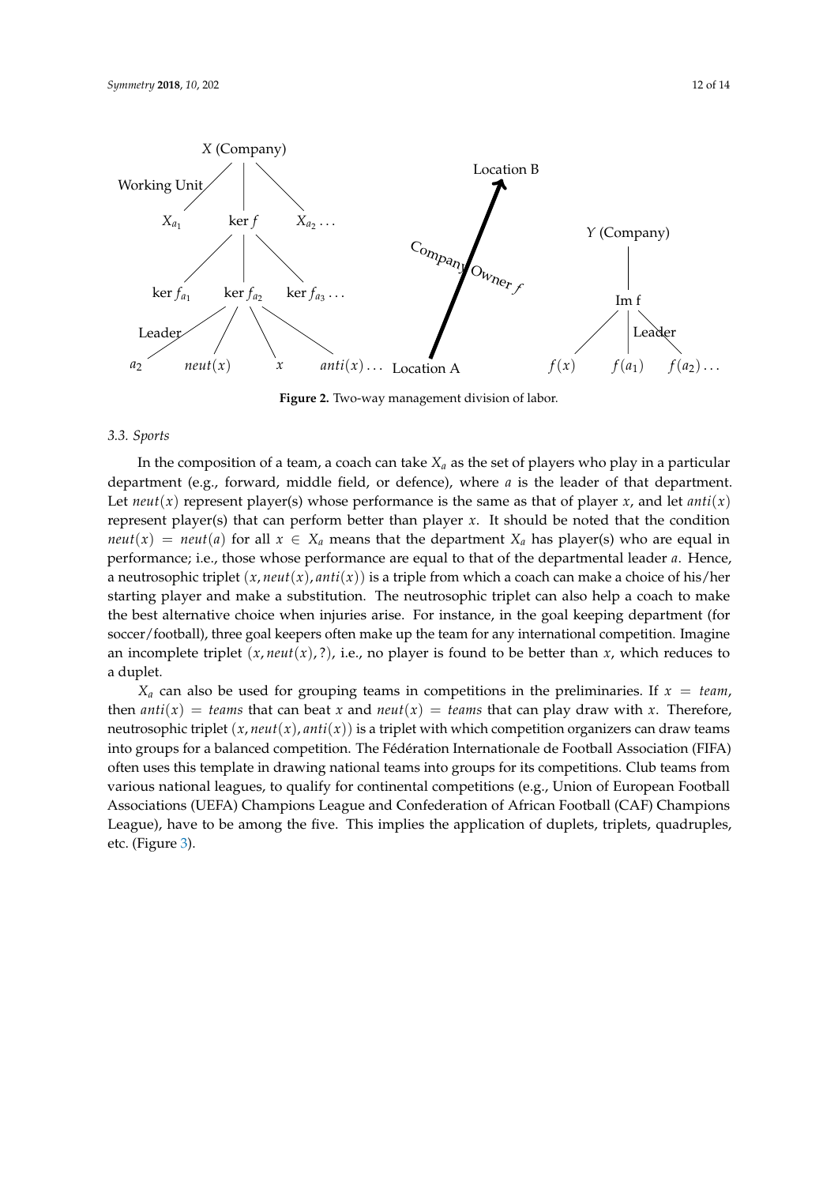**Figure 2.** Two-way management division of labor.

### 3.3. Sports

In the composition of a team, a coach can take $X_a$ as the set of players who play in a particular department (e.g., forward, middle field, or defence), where $a$ is the leader of that department. Let $neut(x)$ represent player(s) whose performance is the same as that of player $x$, and let $anti(x)$ represent player(s) that can perform better than player $x$. It should be noted that the condition $neut(x) = neut(a)$ for all $x \in X_a$ means that the department $X_a$ has player(s) who are equal in performance; i.e., those whose performance are equal to that of the departmental leader $a$. Hence, a neutrosophic triplet $(x, neut(x), anti(x))$ is a triple from which a coach can make a choice of his/her starting player and make a substitution. The neutrosophic triplet can also help a coach to make the best alternative choice when injuries arise. For instance, in the goal keeping department (for soccer/football), three goal keepers often make up the team for any international competition. Imagine an incomplete triplet $(x, neut(x), ?)$, i.e., no player is found to be better than $x$, which reduces to a duplet.

$X_a$ can also be used for grouping teams in competitions in the preliminaries. If $x = team$, then $anti(x) = teams$ that can beat $x$ and $neut(x) = teams$ that can play draw with $x$. Therefore, neutrosophic triplet $(x, neut(x), anti(x))$ is a triplet with which competition organizers can draw teams into groups for a balanced competition. The Fédération Internationale de Football Association (FIFA) often uses this template in drawing national teams into groups for its competitions. Club teams from various national leagues, to qualify for continental competitions (e.g., Union of European Football Associations (UEFA) Champions League and Confederation of African Football (CAF) Champions League), have to be among the five. This implies the application of duplets, triplets, quadruples, etc. (Figure 3).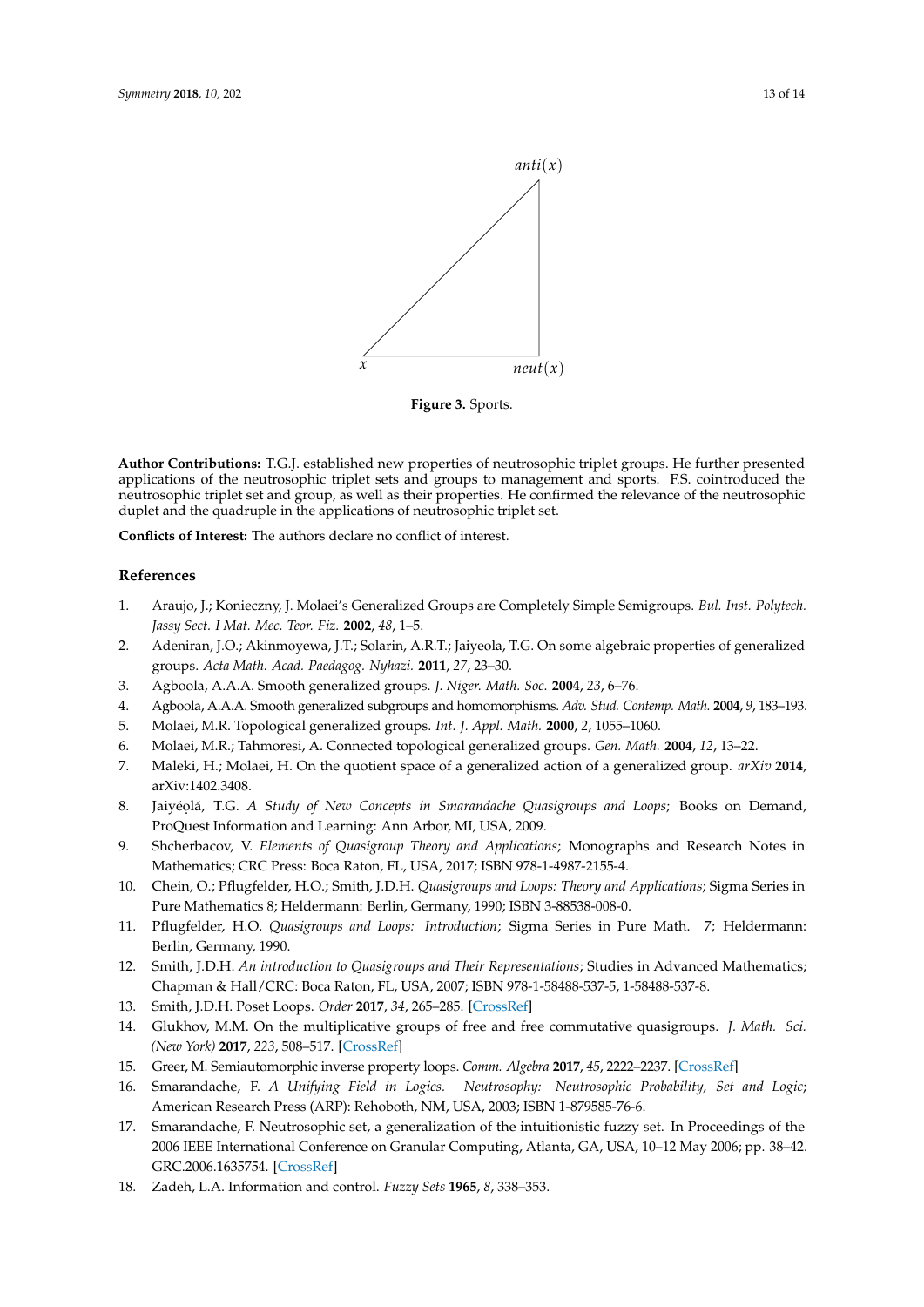$anti(x)$

$x$ $neut(x)$

**Figure 3.** Sports.

**Author Contributions:** T.G.J. established new properties of neutrosophic triplet groups. He further presented applications of the neutrosophic triplet sets and groups to management and sports. F.S. cointroduced the neutrosophic triplet set and group, as well as their properties. He confirmed the relevance of the neutrosophic duplet and the quadruple in the applications of neutrosophic triplet set.

**Conflicts of Interest:** The authors declare no conflict of interest.

## References

1. Araujo, J.; Konieczny, J. Molaei's Generalized Groups are Completely Simple Semigroups. *Bul. Inst. Polytech. Jassy Sect. I Mat. Mec. Teor. Fiz.* **2002**, *48*, 1–5.
2. Adeniran, J.O.; Akinmoyewa, J.T.; Solarin, A.R.T.; Jaiyeola, T.G. On some algebraic properties of generalized groups. *Acta Math. Acad. Paedagog. Nyhazi.* **2011**, *27*, 23–30.
3. Agboola, A.A.A. Smooth generalized groups. *J. Niger. Math. Soc.* **2004**, *23*, 6–76.
4. Agboola, A.A.A. Smooth generalized subgroups and homomorphisms. *Adv. Stud. Contemp. Math.* **2004**, *9*, 183–193.
5. Molaei, M.R. Topological generalized groups. *Int. J. Appl. Math.* **2000**, *2*, 1055–1060.
6. Molaei, M.R.; Tahmoresi, A. Connected topological generalized groups. *Gen. Math.* **2004**, *12*, 13–22.
7. Maleki, H.; Molaei, H. On the quotient space of a generalized action of a generalized group. *arXiv* **2014**, arXiv:1402.3408.
8. Jaiyéọlá, T.G. *A Study of New Concepts in Smarandache Quasigroups and Loops*; Books on Demand, ProQuest Information and Learning: Ann Arbor, MI, USA, 2009.
9. Shcherbacov, V. *Elements of Quasigroup Theory and Applications*; Monographs and Research Notes in Mathematics; CRC Press: Boca Raton, FL, USA, 2017; ISBN 978-1-4987-2155-4.
10. Chein, O.; Pflugfelder, H.O.; Smith, J.D.H. *Quasigroups and Loops: Theory and Applications*; Sigma Series in Pure Mathematics 8; Heldermann: Berlin, Germany, 1990; ISBN 3-88538-008-0.
11. Pflugfelder, H.O. *Quasigroups and Loops: Introduction*; Sigma Series in Pure Math. 7; Heldermann: Berlin, Germany, 1990.
12. Smith, J.D.H. *An introduction to Quasigroups and Their Representations*; Studies in Advanced Mathematics; Chapman & Hall/CRC: Boca Raton, FL, USA, 2007; ISBN 978-1-58488-537-5, 1-58488-537-8.
13. Smith, J.D.H. Poset Loops. *Order* **2017**, *34*, 265–285. [CrossRef]
14. Glukhov, M.M. On the multiplicative groups of free and free commutative quasigroups. *J. Math. Sci. (New York)* **2017**, *223*, 508–517. [CrossRef]
15. Greer, M. Semiautomorphic inverse property loops. *Comm. Algebra* **2017**, *45*, 2222–2237. [CrossRef]
16. Smarandache, F. *A Unifying Field in Logics. Neutrosophy: Neutrosophic Probability, Set and Logic*; American Research Press (ARP): Rehoboth, NM, USA, 2003; ISBN 1-879585-76-6.
17. Smarandache, F. Neutrosophic set, a generalization of the intuitionistic fuzzy set. In Proceedings of the 2006 IEEE International Conference on Granular Computing, Atlanta, GA, USA, 10–12 May 2006; pp. 38–42. GRC.2006.1635754. [CrossRef]
18. Zadeh, L.A. Information and control. *Fuzzy Sets* **1965**, *8*, 338–353.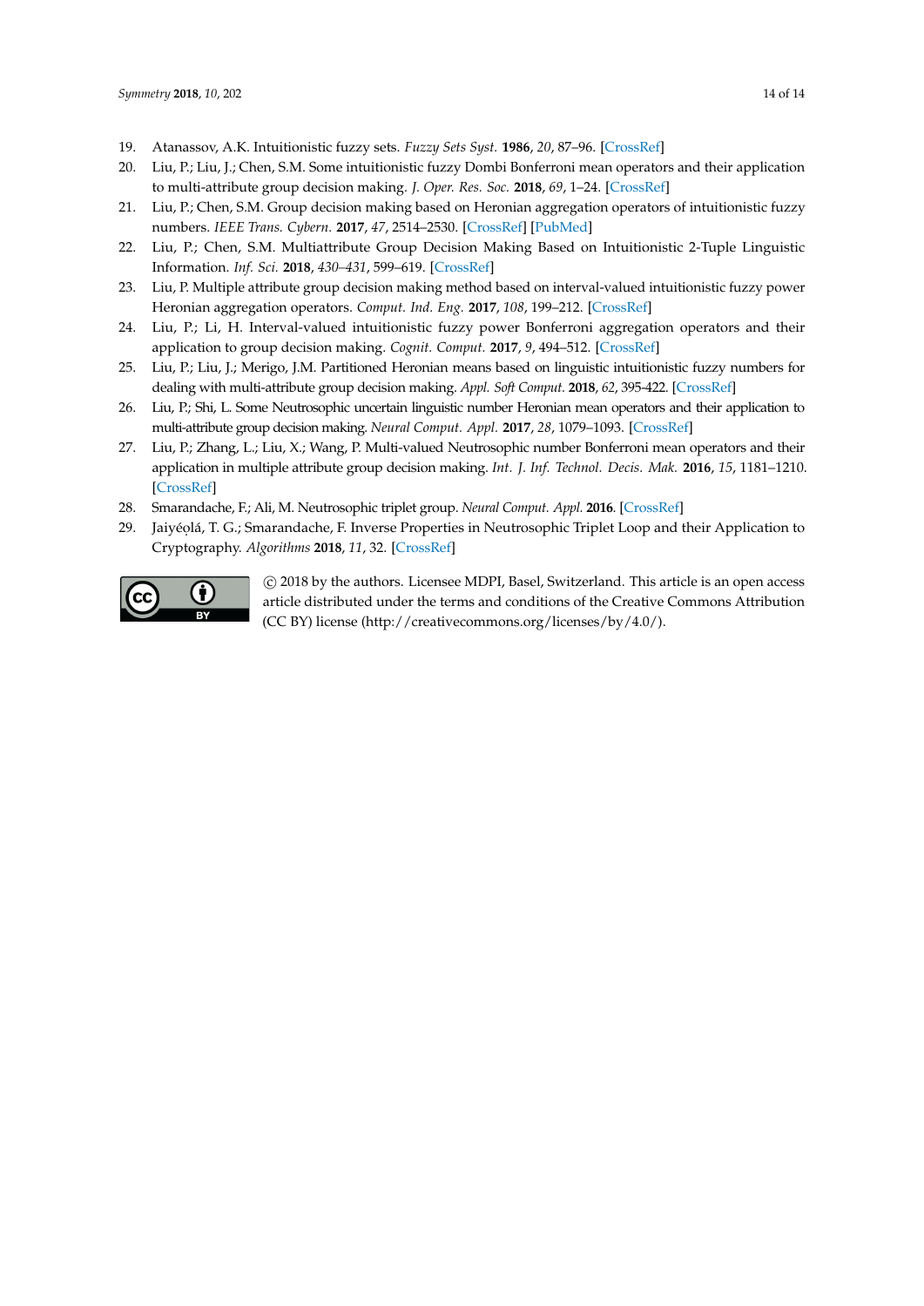19. Atanassov, A.K. Intuitionistic fuzzy sets. *Fuzzy Sets Syst.* **1986**, *20*, 87–96. [CrossRef]
20. Liu, P.; Liu, J.; Chen, S.M. Some intuitionistic fuzzy Dombi Bonferroni mean operators and their application to multi-attribute group decision making. *J. Oper. Res. Soc.* **2018**, *69*, 1–24. [CrossRef]
21. Liu, P.; Chen, S.M. Group decision making based on Heronian aggregation operators of intuitionistic fuzzy numbers. *IEEE Trans. Cybern.* **2017**, *47*, 2514–2530. [CrossRef] [PubMed]
22. Liu, P.; Chen, S.M. Multiattribute Group Decision Making Based on Intuitionistic 2-Tuple Linguistic Information. *Inf. Sci.* **2018**, *430–431*, 599–619. [CrossRef]
23. Liu, P. Multiple attribute group decision making method based on interval-valued intuitionistic fuzzy power Heronian aggregation operators. *Comput. Ind. Eng.* **2017**, *108*, 199–212. [CrossRef]
24. Liu, P.; Li, H. Interval-valued intuitionistic fuzzy power Bonferroni aggregation operators and their application to group decision making. *Cognit. Comput.* **2017**, *9*, 494–512. [CrossRef]
25. Liu, P.; Liu, J.; Merigo, J.M. Partitioned Heronian means based on linguistic intuitionistic fuzzy numbers for dealing with multi-attribute group decision making. *Appl. Soft Comput.* **2018**, *62*, 395-422. [CrossRef]
26. Liu, P.; Shi, L. Some Neutrosophic uncertain linguistic number Heronian mean operators and their application to multi-attribute group decision making. *Neural Comput. Appl.* **2017**, *28*, 1079–1093. [CrossRef]
27. Liu, P.; Zhang, L.; Liu, X.; Wang, P. Multi-valued Neutrosophic number Bonferroni mean operators and their application in multiple attribute group decision making. *Int. J. Inf. Technol. Decis. Mak.* **2016**, *15*, 1181–1210. [CrossRef]
28. Smarandache, F.; Ali, M. Neutrosophic triplet group. *Neural Comput. Appl.* **2016**. [CrossRef]
29. Jaiyéọlá, T. G.; Smarandache, F. Inverse Properties in Neutrosophic Triplet Loop and their Application to Cryptography. *Algorithms* **2018**, *11*, 32. [CrossRef]

© 2018 by the authors. Licensee MDPI, Basel, Switzerland. This article is an open access article distributed under the terms and conditions of the Creative Commons Attribution (CC BY) license (http://creativecommons.org/licenses/by/4.0/).